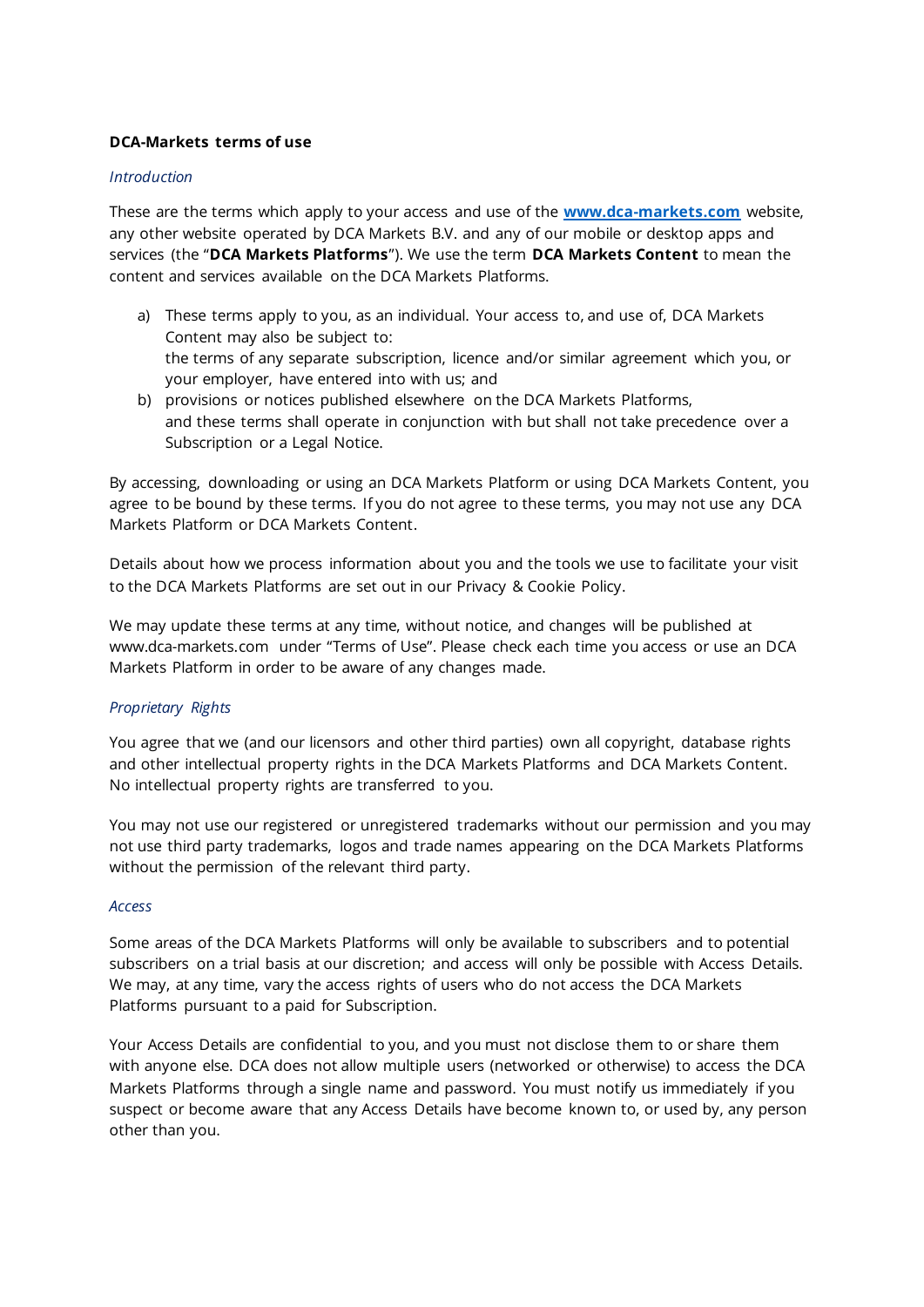**DCA-Markets terms of use**

*Introduction*

These are the terms which apply to your access and use of the **[www.dca-markets.com](http://www.dca-markets.com)** website, any other website operated by DCA Markets B.V. and any of our mobile or desktop apps and services (the "**DCA Markets Platforms**"). We use the term **DCA Markets Content** to mean the content and services available on the DCA Markets Platforms.

a) These terms apply to you, as an individual. Your access to, and use of, DCA Markets Content may also be subject to:
   the terms of any separate subscription, licence and/or similar agreement which you, or your employer, have entered into with us; and
b) provisions or notices published elsewhere on the DCA Markets Platforms,
   and these terms shall operate in conjunction with but shall not take precedence over a Subscription or a Legal Notice.

By accessing, downloading or using an DCA Markets Platform or using DCA Markets Content, you agree to be bound by these terms. If you do not agree to these terms, you may not use any DCA Markets Platform or DCA Markets Content.

Details about how we process information about you and the tools we use to facilitate your visit to the DCA Markets Platforms are set out in our Privacy & Cookie Policy.

We may update these terms at any time, without notice, and changes will be published at www.dca-markets.com under "Terms of Use". Please check each time you access or use an DCA Markets Platform in order to be aware of any changes made.

*Proprietary Rights*

You agree that we (and our licensors and other third parties) own all copyright, database rights and other intellectual property rights in the DCA Markets Platforms and DCA Markets Content. No intellectual property rights are transferred to you.

You may not use our registered or unregistered trademarks without our permission and you may not use third party trademarks, logos and trade names appearing on the DCA Markets Platforms without the permission of the relevant third party.

*Access*

Some areas of the DCA Markets Platforms will only be available to subscribers and to potential subscribers on a trial basis at our discretion; and access will only be possible with Access Details. We may, at any time, vary the access rights of users who do not access the DCA Markets Platforms pursuant to a paid for Subscription.

Your Access Details are confidential to you, and you must not disclose them to or share them with anyone else. DCA does not allow multiple users (networked or otherwise) to access the DCA Markets Platforms through a single name and password. You must notify us immediately if you suspect or become aware that any Access Details have become known to, or used by, any person other than you.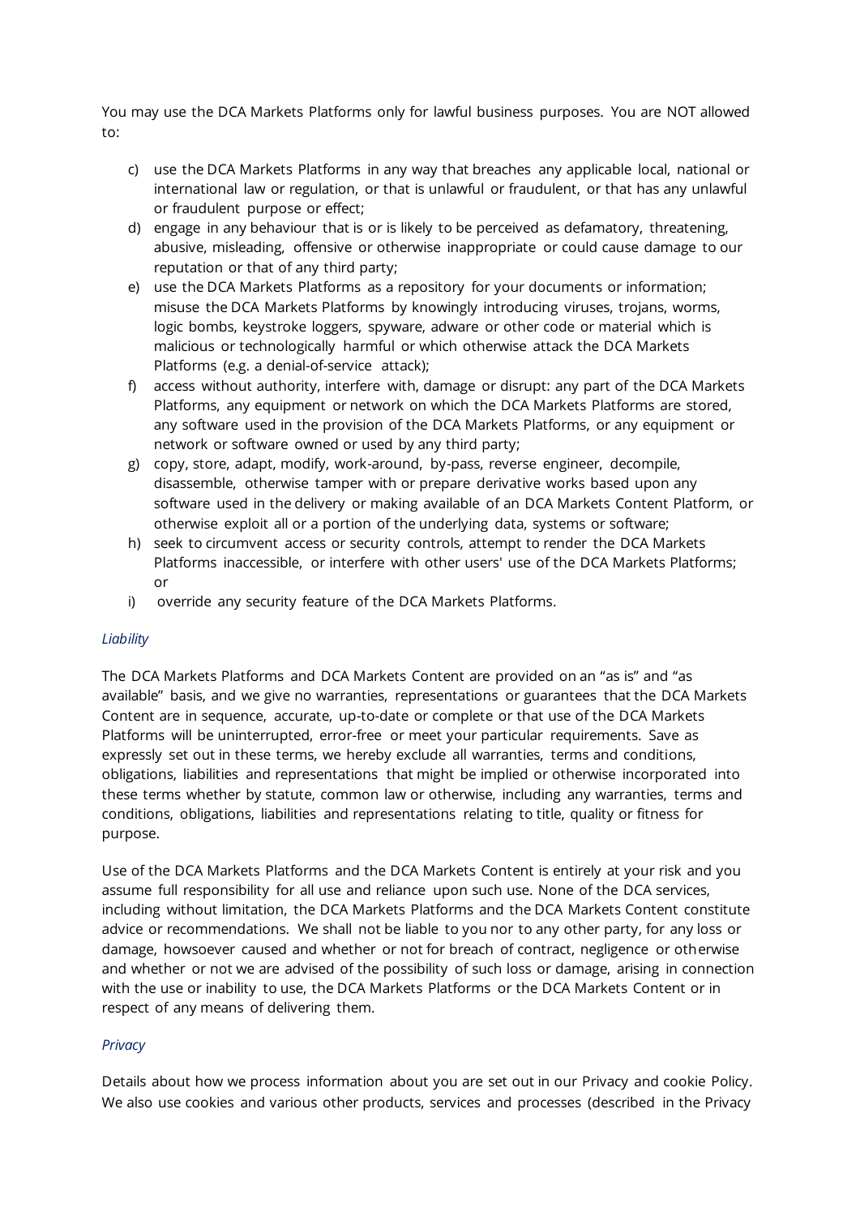You may use the DCA Markets Platforms only for lawful business purposes. You are NOT allowed to:

c) use the DCA Markets Platforms in any way that breaches any applicable local, national or international law or regulation, or that is unlawful or fraudulent, or that has any unlawful or fraudulent purpose or effect;
d) engage in any behaviour that is or is likely to be perceived as defamatory, threatening, abusive, misleading, offensive or otherwise inappropriate or could cause damage to our reputation or that of any third party;
e) use the DCA Markets Platforms as a repository for your documents or information; misuse the DCA Markets Platforms by knowingly introducing viruses, trojans, worms, logic bombs, keystroke loggers, spyware, adware or other code or material which is malicious or technologically harmful or which otherwise attack the DCA Markets Platforms (e.g. a denial-of-service attack);
f) access without authority, interfere with, damage or disrupt: any part of the DCA Markets Platforms, any equipment or network on which the DCA Markets Platforms are stored, any software used in the provision of the DCA Markets Platforms, or any equipment or network or software owned or used by any third party;
g) copy, store, adapt, modify, work-around, by-pass, reverse engineer, decompile, disassemble, otherwise tamper with or prepare derivative works based upon any software used in the delivery or making available of an DCA Markets Content Platform, or otherwise exploit all or a portion of the underlying data, systems or software;
h) seek to circumvent access or security controls, attempt to render the DCA Markets Platforms inaccessible, or interfere with other users' use of the DCA Markets Platforms; or
i) override any security feature of the DCA Markets Platforms.

*Liability*

The DCA Markets Platforms and DCA Markets Content are provided on an "as is" and "as available" basis, and we give no warranties, representations or guarantees that the DCA Markets Content are in sequence, accurate, up-to-date or complete or that use of the DCA Markets Platforms will be uninterrupted, error-free or meet your particular requirements. Save as expressly set out in these terms, we hereby exclude all warranties, terms and conditions, obligations, liabilities and representations that might be implied or otherwise incorporated into these terms whether by statute, common law or otherwise, including any warranties, terms and conditions, obligations, liabilities and representations relating to title, quality or fitness for purpose.

Use of the DCA Markets Platforms and the DCA Markets Content is entirely at your risk and you assume full responsibility for all use and reliance upon such use. None of the DCA services, including without limitation, the DCA Markets Platforms and the DCA Markets Content constitute advice or recommendations. We shall not be liable to you nor to any other party, for any loss or damage, howsoever caused and whether or not for breach of contract, negligence or otherwise and whether or not we are advised of the possibility of such loss or damage, arising in connection with the use or inability to use, the DCA Markets Platforms or the DCA Markets Content or in respect of any means of delivering them.

*Privacy*

Details about how we process information about you are set out in our Privacy and cookie Policy. We also use cookies and various other products, services and processes (described in the Privacy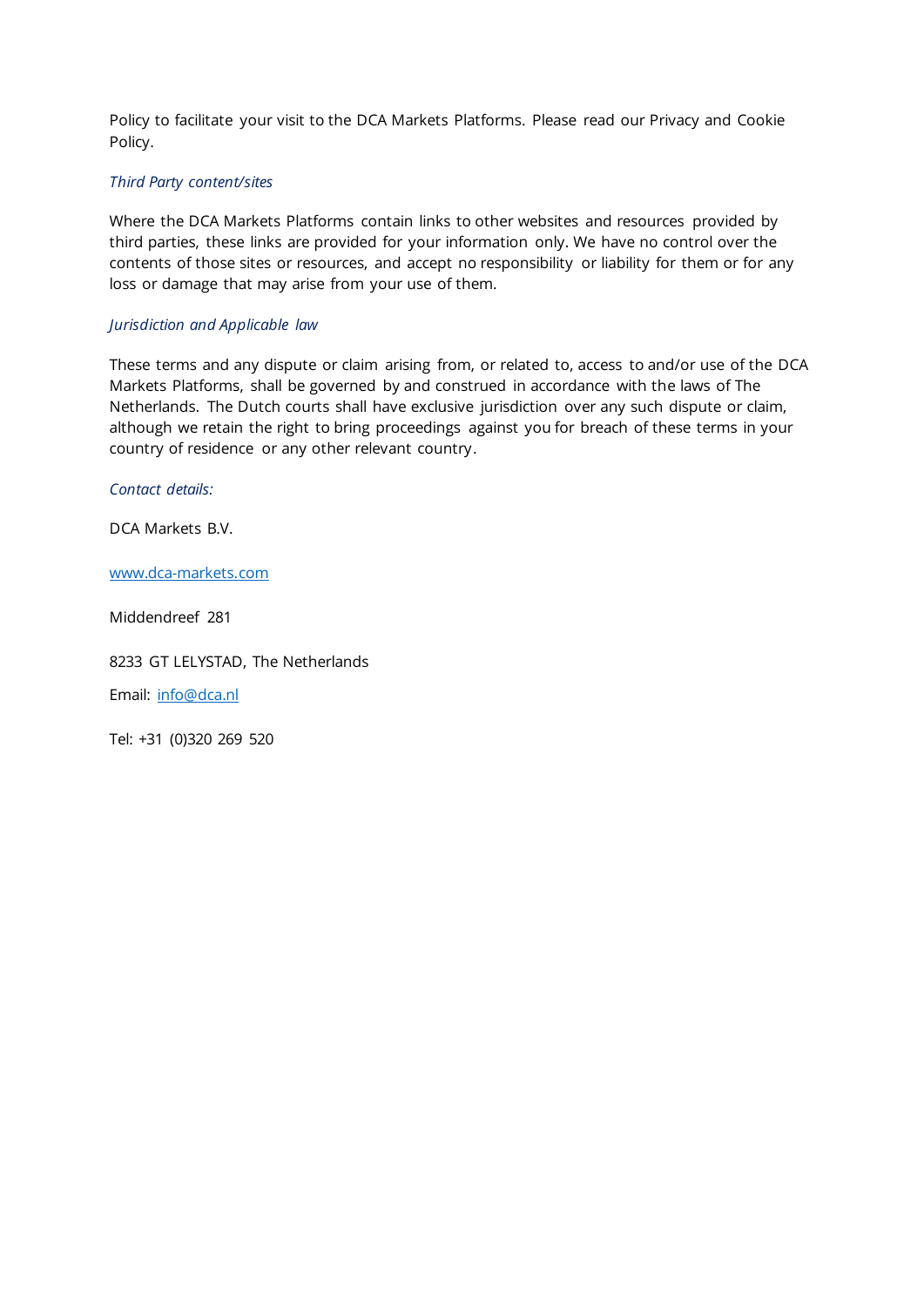Policy to facilitate your visit to the DCA Markets Platforms. Please read our Privacy and Cookie Policy.

*Third Party content/sites*

Where the DCA Markets Platforms contain links to other websites and resources provided by third parties, these links are provided for your information only. We have no control over the contents of those sites or resources, and accept no responsibility or liability for them or for any loss or damage that may arise from your use of them.

*Jurisdiction and Applicable law*

These terms and any dispute or claim arising from, or related to, access to and/or use of the DCA Markets Platforms, shall be governed by and construed in accordance with the laws of The Netherlands. The Dutch courts shall have exclusive jurisdiction over any such dispute or claim, although we retain the right to bring proceedings against you for breach of these terms in your country of residence or any other relevant country.

*Contact details:*

DCA Markets B.V.

[www.dca-markets.com](http://www.dca-markets.com)

Middendreef 281

8233 GT LELYSTAD, The Netherlands

Email: [info@dca.nl](mailto:info@dca.nl)

Tel: +31 (0)320 269 520